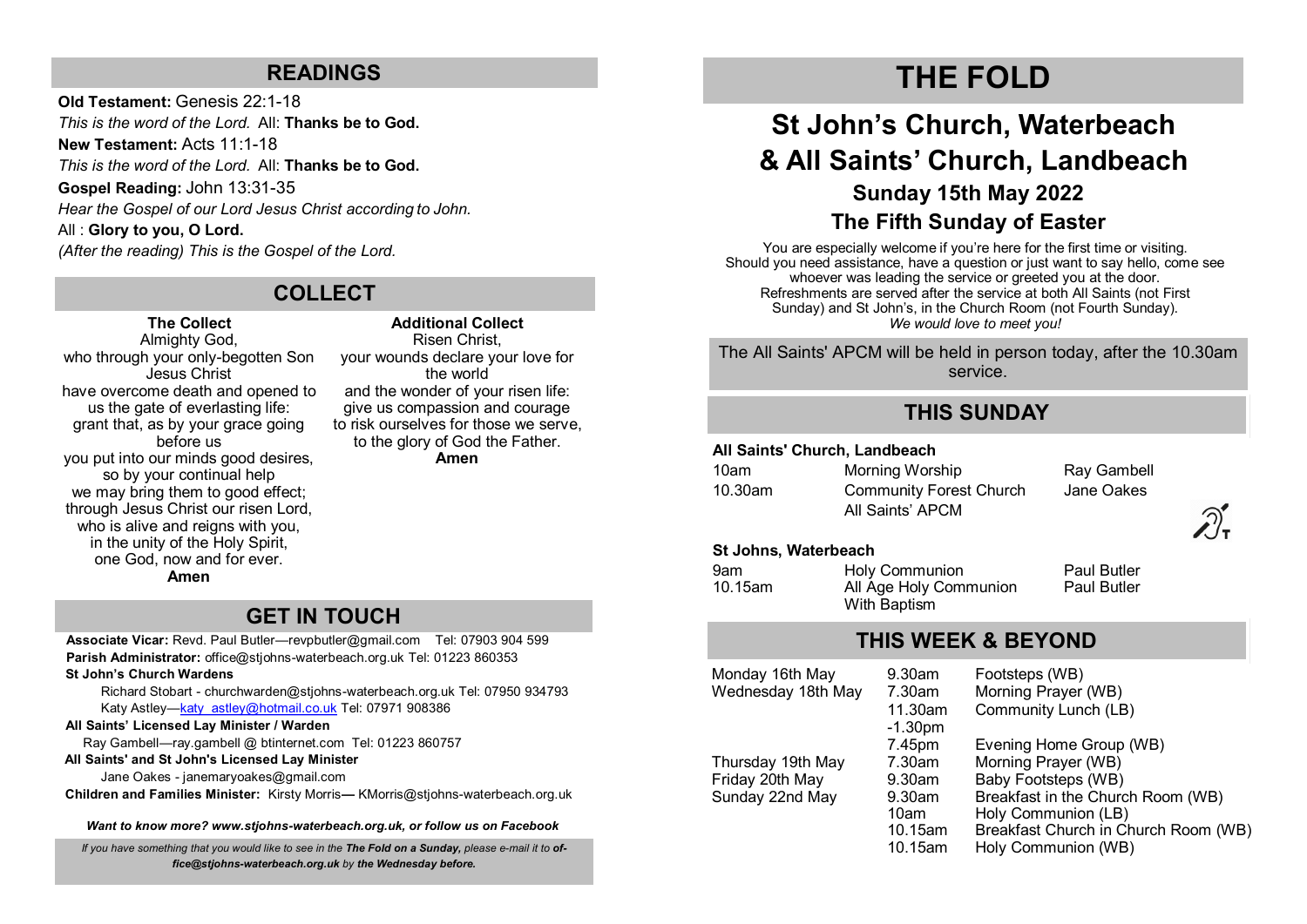## READINGS

**Old Testament:** Genesis 22:1-18

*This is the word of the Lord.* All: **Thanks be to God.**

**New Testament:** Acts 11:1-18

*This is the word of the Lord.* All: **Thanks be to God.**

**Gospel Reading:** John 13:31-35

*Hear the Gospel of our Lord Jesus Christ according to John.*

All : **Glory to you, O Lord.**

*(After the reading) This is the Gospel of the Lord.*

## COLLECT

**The Collect**

Almighty God,
who through your only-begotten Son Jesus Christ
have overcome death and opened to us the gate of everlasting life:
grant that, as by your grace going before us
you put into our minds good desires,
so by your continual help
we may bring them to good effect;
through Jesus Christ our risen Lord,
who is alive and reigns with you,
in the unity of the Holy Spirit,
one God, now and for ever.
**Amen**

**Additional Collect**

Risen Christ,
your wounds declare your love for the world
and the wonder of your risen life:
give us compassion and courage
to risk ourselves for those we serve,
to the glory of God the Father.
**Amen**

## GET IN TOUCH

**Associate Vicar:** Revd. Paul Butler—revpbutler@gmail.com Tel: 07903 904 599

**Parish Administrator:** office@stjohns-waterbeach.org.uk Tel: 01223 860353

**St John's Church Wardens**

Richard Stobart - churchwarden@stjohns-waterbeach.org.uk Tel: 07950 934793

Katy Astley—katy_astley@hotmail.co.uk Tel: 07971 908386

**All Saints' Licensed Lay Minister / Warden**

Ray Gambell—ray.gambell @ btinternet.com Tel: 01223 860757

**All Saints' and St John's Licensed Lay Minister**

Jane Oakes - janemaryoakes@gmail.com

**Children and Families Minister:** Kirsty Morris— KMorris@stjohns-waterbeach.org.uk

***Want to know more? www.stjohns-waterbeach.org.uk, or follow us on Facebook***

*If you have something that you would like to see in the **The Fold on a Sunday,** please e-mail it to **office@stjohns-waterbeach.org.uk** by **the Wednesday before.***

# THE FOLD

# St John's Church, Waterbeach & All Saints' Church, Landbeach

## Sunday 15th May 2022

## The Fifth Sunday of Easter

You are especially welcome if you're here for the first time or visiting. Should you need assistance, have a question or just want to say hello, come see whoever was leading the service or greeted you at the door. Refreshments are served after the service at both All Saints (not First Sunday) and St John's, in the Church Room (not Fourth Sunday).
*We would love to meet you!*

The All Saints' APCM will be held in person today, after the 10.30am service.

## THIS SUNDAY

**All Saints' Church, Landbeach**

| | | |
|---|---|---|
| 10am | Morning Worship | Ray Gambell |
| 10.30am | Community Forest Church<br>All Saints' APCM | Jane Oakes |

**St Johns, Waterbeach**

| | | |
|---|---|---|
| 9am | Holy Communion | Paul Butler |
| 10.15am | All Age Holy Communion With Baptism | Paul Butler |

## THIS WEEK & BEYOND

| | | |
|---|---|---|
| Monday 16th May | 9.30am | Footsteps (WB) |
| Wednesday 18th May | 7.30am | Morning Prayer (WB) |
| | 11.30am -1.30pm | Community Lunch (LB) |
| | 7.45pm | Evening Home Group (WB) |
| Thursday 19th May | 7.30am | Morning Prayer (WB) |
| Friday 20th May | 9.30am | Baby Footsteps (WB) |
| Sunday 22nd May | 9.30am | Breakfast in the Church Room (WB) |
| | 10am | Holy Communion (LB) |
| | 10.15am | Breakfast Church in Church Room (WB) |
| | 10.15am | Holy Communion (WB) |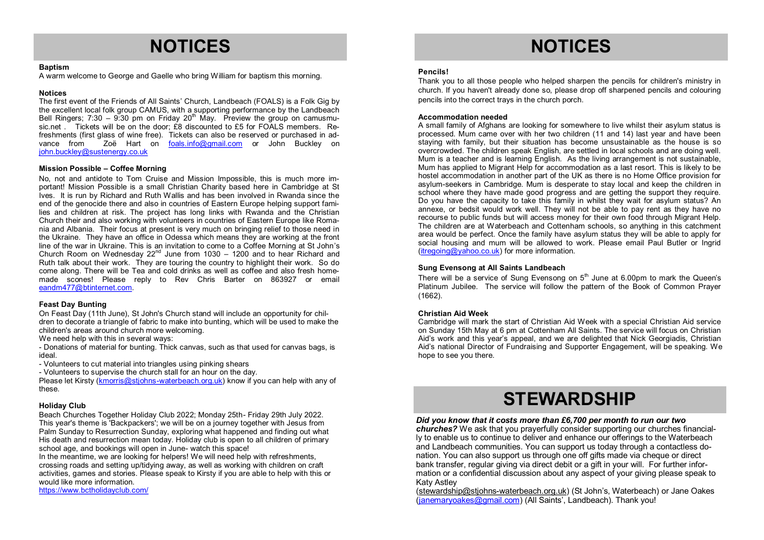# NOTICES

**Baptism**

A warm welcome to George and Gaelle who bring William for baptism this morning.

**Notices**

The first event of the Friends of All Saints' Church, Landbeach (FOALS) is a Folk Gig by the excellent local folk group CAMUS, with a supporting performance by the Landbeach Bell Ringers; 7:30 – 9:30 pm on Friday 20th May. Preview the group on camusmusic.net . Tickets will be on the door; £8 discounted to £5 for FOALS members. Refreshments (first glass of wine free). Tickets can also be reserved or purchased in advance from Zoë Hart on foals.info@gmail.com or John Buckley on john.buckley@sustenergy.co.uk

**Mission Possible – Coffee Morning**

No, not and antidote to Tom Cruise and Mission Impossible, this is much more important! Mission Possible is a small Christian Charity based here in Cambridge at St Ives. It is run by Richard and Ruth Wallis and has been involved in Rwanda since the end of the genocide there and also in countries of Eastern Europe helping support families and children at risk. The project has long links with Rwanda and the Christian Church their and also working with volunteers in countries of Eastern Europe like Romania and Albania. Their focus at present is very much on bringing relief to those need in the Ukraine. They have an office in Odessa which means they are working at the front line of the war in Ukraine. This is an invitation to come to a Coffee Morning at St John's Church Room on Wednesday 22nd June from 1030 – 1200 and to hear Richard and Ruth talk about their work. They are touring the country to highlight their work. So do come along. There will be Tea and cold drinks as well as coffee and also fresh home-made scones! Please reply to Rev Chris Barter on 863927 or email eandm477@btinternet.com.

**Feast Day Bunting**

On Feast Day (11th June), St John's Church stand will include an opportunity for children to decorate a triangle of fabric to make into bunting, which will be used to make the children's areas around church more welcoming.

We need help with this in several ways:

- Donations of material for bunting. Thick canvas, such as that used for canvas bags, is ideal.
- Volunteers to cut material into triangles using pinking shears
- Volunteers to supervise the church stall for an hour on the day.

Please let Kirsty (kmorris@stjohns-waterbeach.org.uk) know if you can help with any of these.

**Holiday Club**

Beach Churches Together Holiday Club 2022; Monday 25th- Friday 29th July 2022. This year's theme is 'Backpackers'; we will be on a journey together with Jesus from Palm Sunday to Resurrection Sunday, exploring what happened and finding out what His death and resurrection mean today. Holiday club is open to all children of primary school age, and bookings will open in June- watch this space!

In the meantime, we are looking for helpers! We will need help with refreshments, crossing roads and setting up/tidying away, as well as working with children on craft activities, games and stories. Please speak to Kirsty if you are able to help with this or would like more information.

https://www.bctholidayclub.com/

# NOTICES

**Pencils!**

Thank you to all those people who helped sharpen the pencils for children's ministry in church. If you haven't already done so, please drop off sharpened pencils and colouring pencils into the correct trays in the church porch.

**Accommodation needed**

A small family of Afghans are looking for somewhere to live whilst their asylum status is processed. Mum came over with her two children (11 and 14) last year and have been staying with family, but their situation has become unsustainable as the house is so overcrowded. The children speak English, are settled in local schools and are doing well. Mum is a teacher and is learning English. As the living arrangement is not sustainable, Mum has applied to Migrant Help for accommodation as a last resort. This is likely to be hostel accommodation in another part of the UK as there is no Home Office provision for asylum-seekers in Cambridge. Mum is desperate to stay local and keep the children in school where they have made good progress and are getting the support they require. Do you have the capacity to take this family in whilst they wait for asylum status? An annexe, or bedsit would work well. They will not be able to pay rent as they have no recourse to public funds but will access money for their own food through Migrant Help. The children are at Waterbeach and Cottenham schools, so anything in this catchment area would be perfect. Once the family have asylum status they will be able to apply for social housing and mum will be allowed to work. Please email Paul Butler or Ingrid (itregoing@yahoo.co.uk) for more information.

**Sung Evensong at All Saints Landbeach**

There will be a service of Sung Evensong on 5th June at 6.00pm to mark the Queen's Platinum Jubilee. The service will follow the pattern of the Book of Common Prayer (1662).

**Christian Aid Week**

Cambridge will mark the start of Christian Aid Week with a special Christian Aid service on Sunday 15th May at 6 pm at Cottenham All Saints. The service will focus on Christian Aid's work and this year's appeal, and we are delighted that Nick Georgiadis, Christian Aid's national Director of Fundraising and Supporter Engagement, will be speaking. We hope to see you there.

# STEWARDSHIP

***Did you know that it costs more than £6,700 per month to run our two churches?*** We ask that you prayerfully consider supporting our churches financially to enable us to continue to deliver and enhance our offerings to the Waterbeach and Landbeach communities. You can support us today through a contactless donation. You can also support us through one off gifts made via cheque or direct bank transfer, regular giving via direct debit or a gift in your will. For further information or a confidential discussion about any aspect of your giving please speak to Katy Astley (stewardship@stjohns-waterbeach.org.uk) (St John's, Waterbeach) or Jane Oakes (janemaryoakes@gmail.com) (All Saints', Landbeach). Thank you!